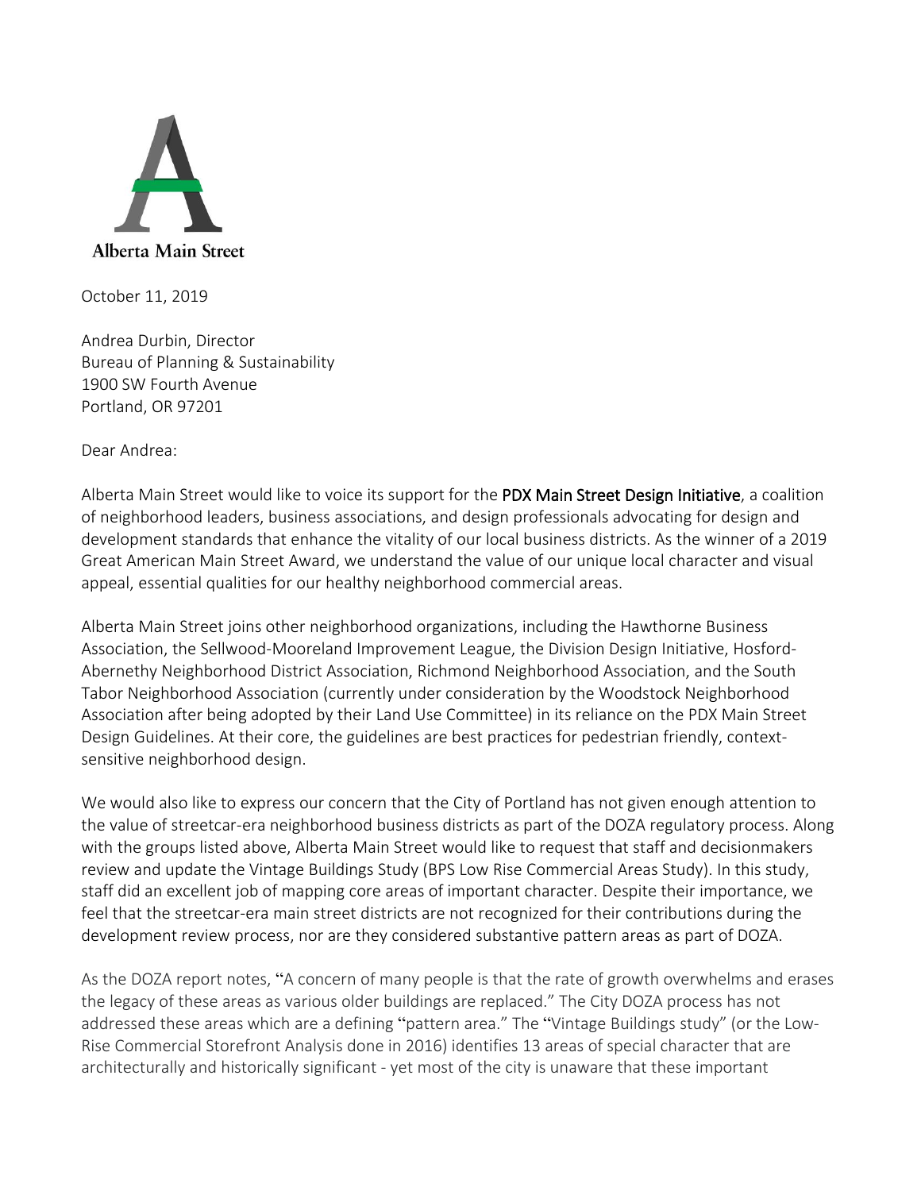Alberta Main Street

October 11, 2019

Andrea Durbin, Director
Bureau of Planning & Sustainability
1900 SW Fourth Avenue
Portland, OR 97201

Dear Andrea:

Alberta Main Street would like to voice its support for the PDX Main Street Design Initiative, a coalition of neighborhood leaders, business associations, and design professionals advocating for design and development standards that enhance the vitality of our local business districts. As the winner of a 2019 Great American Main Street Award, we understand the value of our unique local character and visual appeal, essential qualities for our healthy neighborhood commercial areas.

Alberta Main Street joins other neighborhood organizations, including the Hawthorne Business Association, the Sellwood-Mooreland Improvement League, the Division Design Initiative, Hosford-Abernethy Neighborhood District Association, Richmond Neighborhood Association, and the South Tabor Neighborhood Association (currently under consideration by the Woodstock Neighborhood Association after being adopted by their Land Use Committee) in its reliance on the PDX Main Street Design Guidelines. At their core, the guidelines are best practices for pedestrian friendly, context-sensitive neighborhood design.

We would also like to express our concern that the City of Portland has not given enough attention to the value of streetcar-era neighborhood business districts as part of the DOZA regulatory process. Along with the groups listed above, Alberta Main Street would like to request that staff and decisionmakers review and update the Vintage Buildings Study (BPS Low Rise Commercial Areas Study). In this study, staff did an excellent job of mapping core areas of important character. Despite their importance, we feel that the streetcar-era main street districts are not recognized for their contributions during the development review process, nor are they considered substantive pattern areas as part of DOZA.

As the DOZA report notes, "A concern of many people is that the rate of growth overwhelms and erases the legacy of these areas as various older buildings are replaced." The City DOZA process has not addressed these areas which are a defining "pattern area." The "Vintage Buildings study" (or the Low-Rise Commercial Storefront Analysis done in 2016) identifies 13 areas of special character that are architecturally and historically significant - yet most of the city is unaware that these important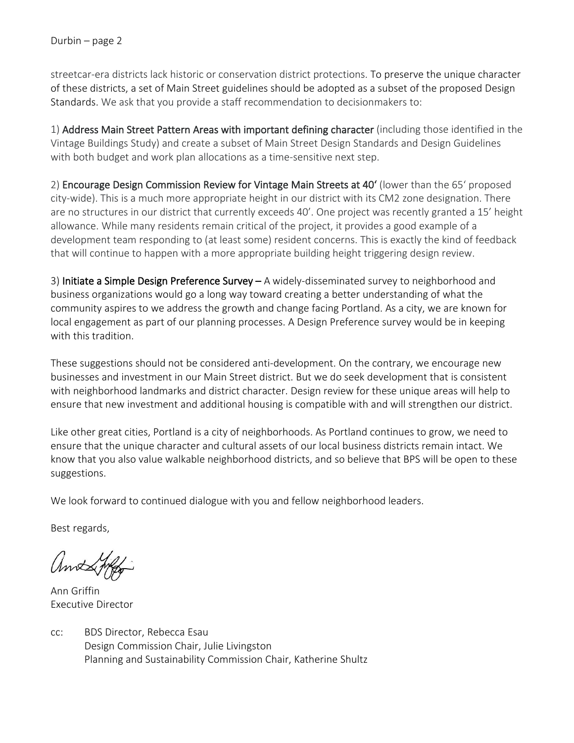streetcar-era districts lack historic or conservation district protections. To preserve the unique character of these districts, a set of Main Street guidelines should be adopted as a subset of the proposed Design Standards. We ask that you provide a staff recommendation to decisionmakers to:

1) **Address Main Street Pattern Areas with important defining character** (including those identified in the Vintage Buildings Study) and create a subset of Main Street Design Standards and Design Guidelines with both budget and work plan allocations as a time-sensitive next step.

2) **Encourage Design Commission Review for Vintage Main Streets at 40'** (lower than the 65' proposed city-wide). This is a much more appropriate height in our district with its CM2 zone designation. There are no structures in our district that currently exceeds 40'. One project was recently granted a 15' height allowance. While many residents remain critical of the project, it provides a good example of a development team responding to (at least some) resident concerns. This is exactly the kind of feedback that will continue to happen with a more appropriate building height triggering design review.

3) **Initiate a Simple Design Preference Survey –** A widely-disseminated survey to neighborhood and business organizations would go a long way toward creating a better understanding of what the community aspires to we address the growth and change facing Portland. As a city, we are known for local engagement as part of our planning processes. A Design Preference survey would be in keeping with this tradition.

These suggestions should not be considered anti-development. On the contrary, we encourage new businesses and investment in our Main Street district. But we do seek development that is consistent with neighborhood landmarks and district character. Design review for these unique areas will help to ensure that new investment and additional housing is compatible with and will strengthen our district.

Like other great cities, Portland is a city of neighborhoods. As Portland continues to grow, we need to ensure that the unique character and cultural assets of our local business districts remain intact. We know that you also value walkable neighborhood districts, and so believe that BPS will be open to these suggestions.

We look forward to continued dialogue with you and fellow neighborhood leaders.

Best regards,

Ann Griffin
Executive Director

cc: BDS Director, Rebecca Esau
Design Commission Chair, Julie Livingston
Planning and Sustainability Commission Chair, Katherine Shultz